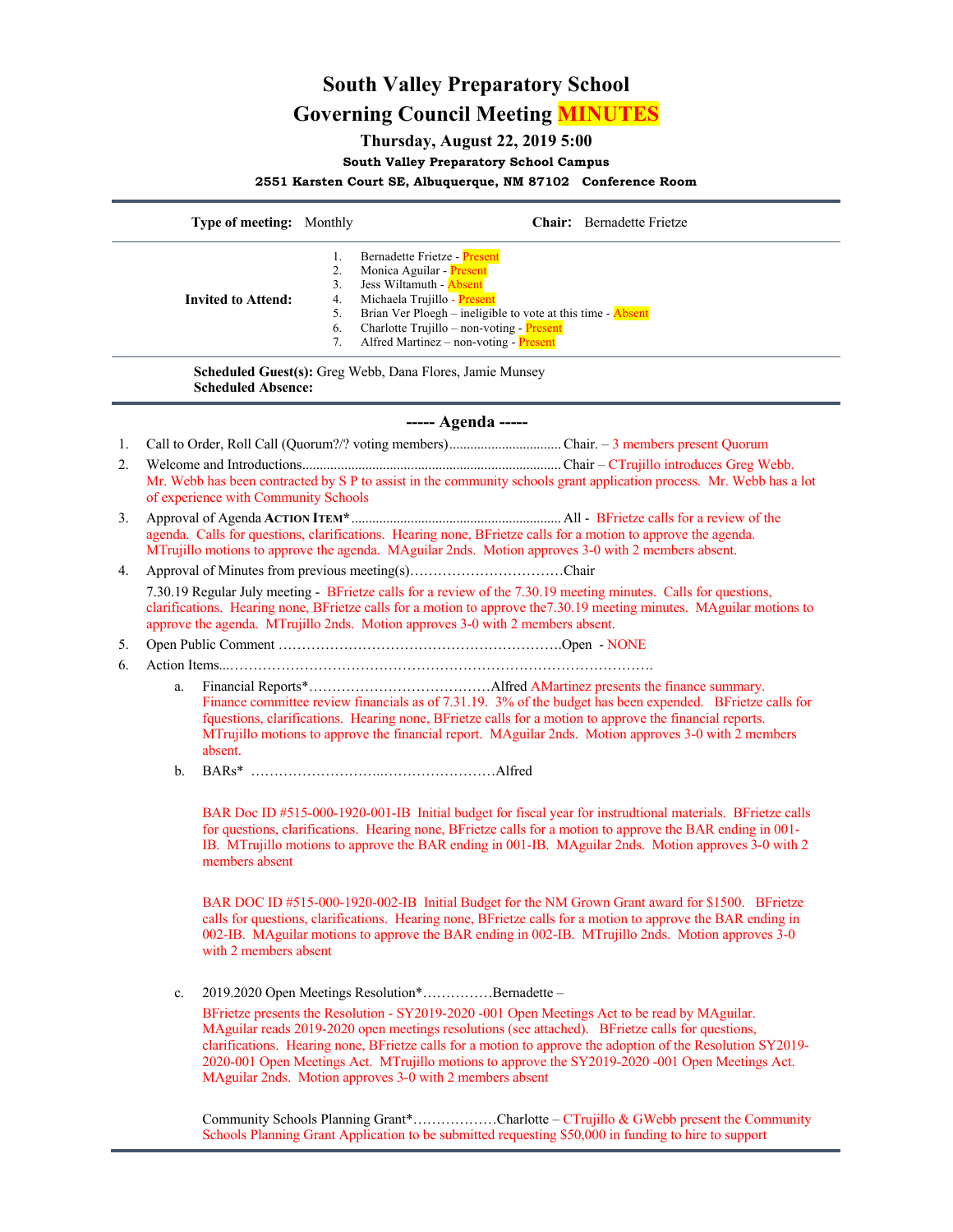# South Valley Preparatory School

# Governing Council Meeting MINUTES

### Thursday, August 22, 2019 5:00

**South Valley Preparatory School Campus**

**2551 Karsten Court SE, Albuquerque, NM 87102 Conference Room**

---

**Type of meeting:** Monthly **Chair:** Bernadette Frietze

**Invited to Attend:**

1. Bernadette Frietze - Present
2. Monica Aguilar - Present
3. Jess Wiltamuth - Absent
4. Michaela Trujillo - Present
5. Brian Ver Ploegh – ineligible to vote at this time - Absent
6. Charlotte Trujillo – non-voting - Present
7. Alfred Martinez – non-voting - Present

**Scheduled Guest(s):** Greg Webb, Dana Flores, Jamie Munsey
**Scheduled Absence:**

---

## ----- Agenda -----

1. Call to Order, Roll Call (Quorum?/? voting members)................................Chair. – 3 members present Quorum
2. Welcome and Introductions.........................................................................Chair – CTrujillo introduces Greg Webb. Mr. Webb has been contracted by S P to assist in the community schools grant application process. Mr. Webb has a lot of experience with Community Schools
3. Approval of Agenda **Action Item***...........................................................All - BFrietze calls for a review of the agenda. Calls for questions, clarifications. Hearing none, BFrietze calls for a motion to approve the agenda. MTrujillo motions to approve the agenda. MAguilar 2nds. Motion approves 3-0 with 2 members absent.
4. Approval of Minutes from previous meeting(s)……………………………Chair

   7.30.19 Regular July meeting - BFrietze calls for a review of the 7.30.19 meeting minutes. Calls for questions, clarifications. Hearing none, BFrietze calls for a motion to approve the7.30.19 meeting minutes. MAguilar motions to approve the agenda. MTrujillo 2nds. Motion approves 3-0 with 2 members absent.
5. Open Public Comment …………………………………………………….Open - NONE
6. Action Items...………………………………………………………………………….

   a. Financial Reports*…………………………………Alfred AMartinez presents the finance summary. Finance committee review financials as of 7.31.19. 3% of the budget has been expended. BFrietze calls for fquestions, clarifications. Hearing none, BFrietze calls for a motion to approve the financial reports. MTrujillo motions to approve the financial report. MAguilar 2nds. Motion approves 3-0 with 2 members absent.

   b. BARs* ………………………..……………………Alfred

      BAR Doc ID #515-000-1920-001-IB Initial budget for fiscal year for instrudtional materials. BFrietze calls for questions, clarifications. Hearing none, BFrietze calls for a motion to approve the BAR ending in 001-IB. MTrujillo motions to approve the BAR ending in 001-IB. MAguilar 2nds. Motion approves 3-0 with 2 members absent

      BAR DOC ID #515-000-1920-002-IB Initial Budget for the NM Grown Grant award for $1500. BFrietze calls for questions, clarifications. Hearing none, BFrietze calls for a motion to approve the BAR ending in 002-IB. MAguilar motions to approve the BAR ending in 002-IB. MTrujillo 2nds. Motion approves 3-0 with 2 members absent

   c. 2019.2020 Open Meetings Resolution*……………Bernadette –

      BFrietze presents the Resolution - SY2019-2020 -001 Open Meetings Act to be read by MAguilar. MAguilar reads 2019-2020 open meetings resolutions (see attached). BFrietze calls for questions, clarifications. Hearing none, BFrietze calls for a motion to approve the adoption of the Resolution SY2019-2020-001 Open Meetings Act. MTrujillo motions to approve the SY2019-2020 -001 Open Meetings Act. MAguilar 2nds. Motion approves 3-0 with 2 members absent

      Community Schools Planning Grant*………………Charlotte – CTrujillo & GWebb present the Community Schools Planning Grant Application to be submitted requesting $50,000 in funding to hire to support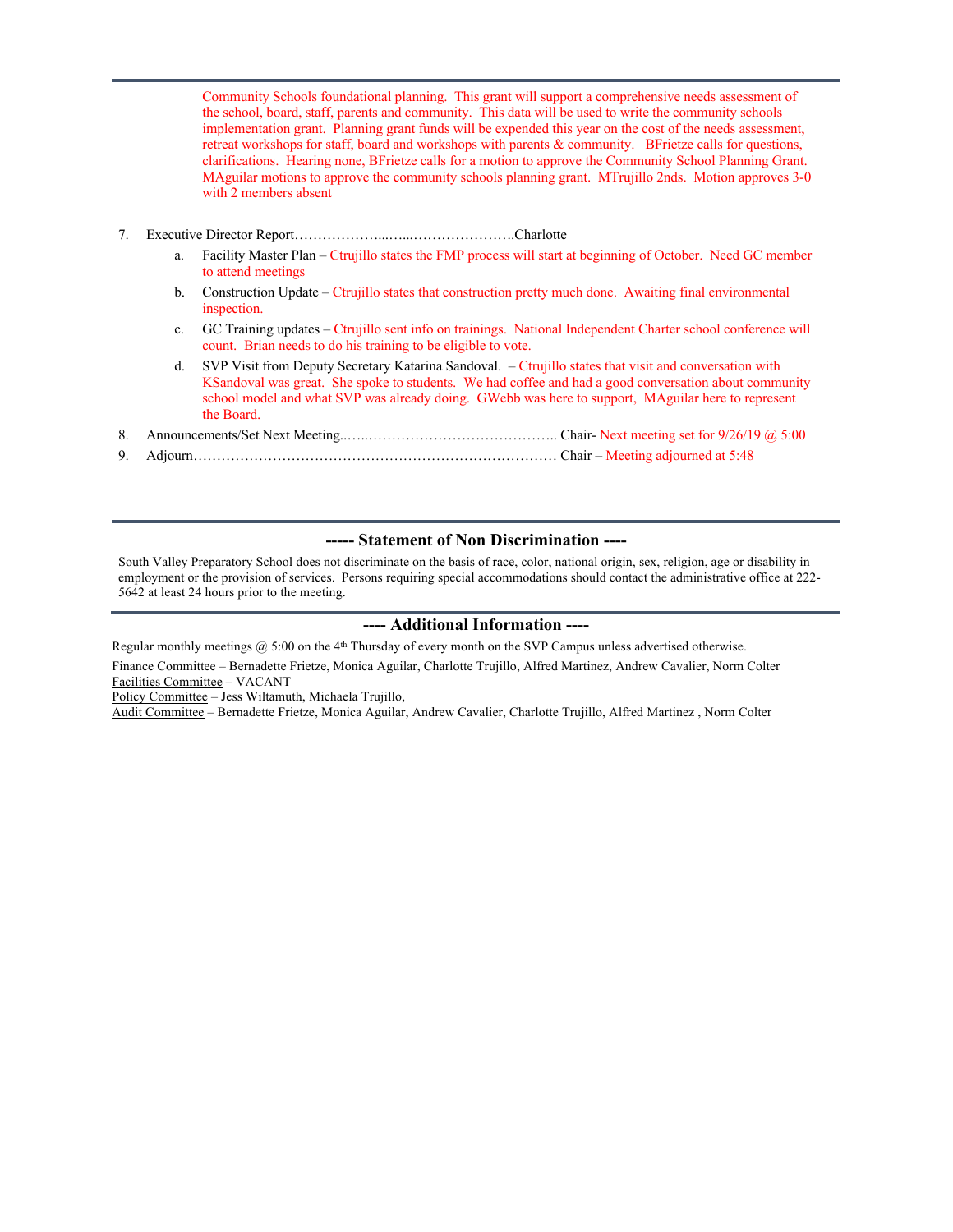Community Schools foundational planning. This grant will support a comprehensive needs assessment of the school, board, staff, parents and community. This data will be used to write the community schools implementation grant. Planning grant funds will be expended this year on the cost of the needs assessment, retreat workshops for staff, board and workshops with parents & community. BFrietze calls for questions, clarifications. Hearing none, BFrietze calls for a motion to approve the Community School Planning Grant. MAguilar motions to approve the community schools planning grant. MTrujillo 2nds. Motion approves 3-0 with 2 members absent

7. Executive Director Report……………….....…...………………….Charlotte
   a. Facility Master Plan – Ctrujillo states the FMP process will start at beginning of October. Need GC member to attend meetings
   b. Construction Update – Ctrujillo states that construction pretty much done. Awaiting final environmental inspection.
   c. GC Training updates – Ctrujillo sent info on trainings. National Independent Charter school conference will count. Brian needs to do his training to be eligible to vote.
   d. SVP Visit from Deputy Secretary Katarina Sandoval. – Ctrujillo states that visit and conversation with KSandoval was great. She spoke to students. We had coffee and had a good conversation about community school model and what SVP was already doing. GWebb was here to support, MAguilar here to represent the Board.
8. Announcements/Set Next Meeting..…..………………………………….. Chair- Next meeting set for 9/26/19 @ 5:00
9. Adjourn……………………………………………………………………. Chair – Meeting adjourned at 5:48

## ----- Statement of Non Discrimination ----

South Valley Preparatory School does not discriminate on the basis of race, color, national origin, sex, religion, age or disability in employment or the provision of services. Persons requiring special accommodations should contact the administrative office at 222-5642 at least 24 hours prior to the meeting.

## ---- Additional Information ----

Regular monthly meetings @ 5:00 on the 4th Thursday of every month on the SVP Campus unless advertised otherwise.

Finance Committee – Bernadette Frietze, Monica Aguilar, Charlotte Trujillo, Alfred Martinez, Andrew Cavalier, Norm Colter
Facilities Committee – VACANT
Policy Committee – Jess Wiltamuth, Michaela Trujillo,
Audit Committee – Bernadette Frietze, Monica Aguilar, Andrew Cavalier, Charlotte Trujillo, Alfred Martinez , Norm Colter